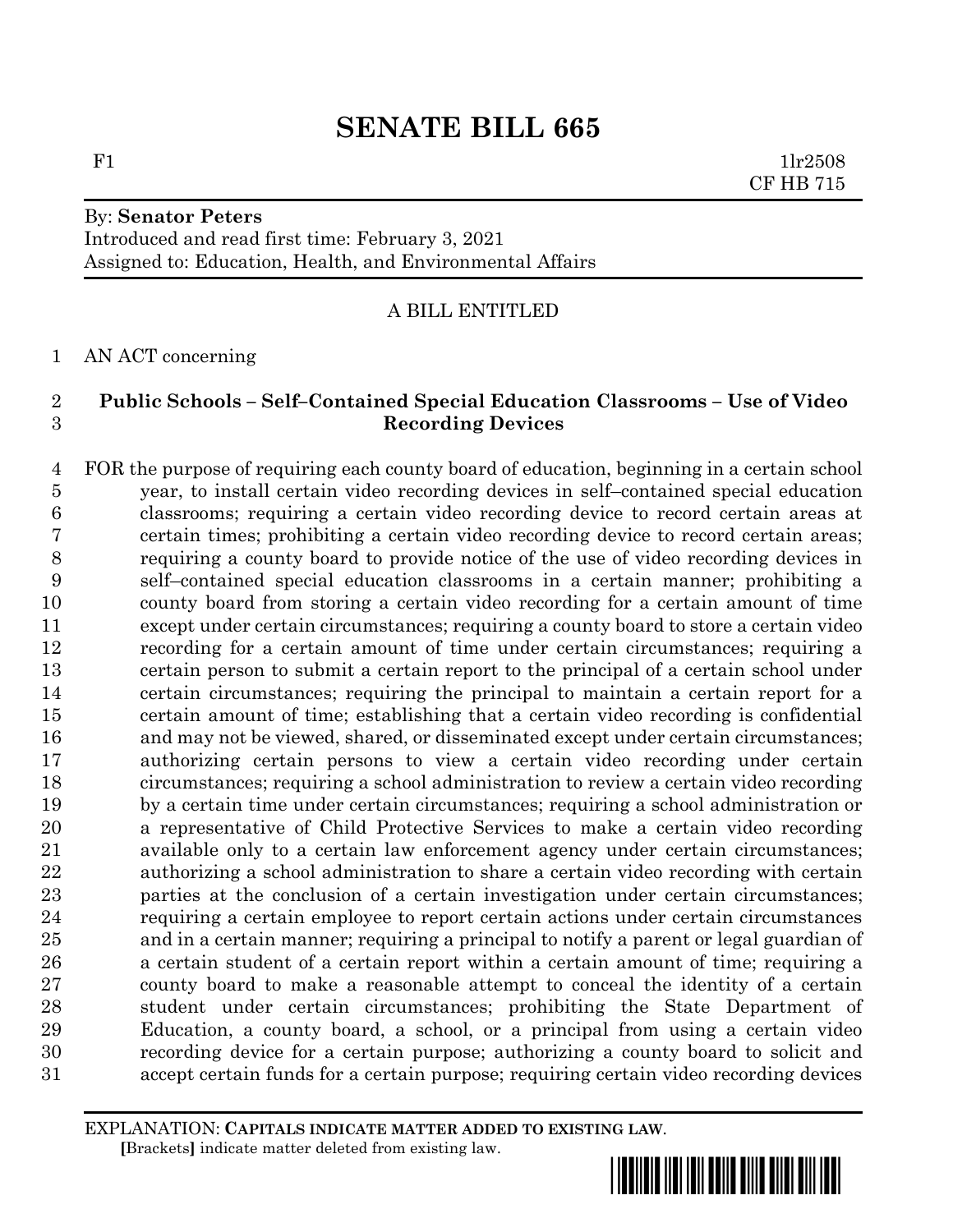# SENATE BILL 665

F1 1lr2508
CF HB 715

By: **Senator Peters**
Introduced and read first time: February 3, 2021
Assigned to: Education, Health, and Environmental Affairs

A BILL ENTITLED

AN ACT concerning

**Public Schools – Self–Contained Special Education Classrooms – Use of Video Recording Devices**

FOR the purpose of requiring each county board of education, beginning in a certain school year, to install certain video recording devices in self–contained special education classrooms; requiring a certain video recording device to record certain areas at certain times; prohibiting a certain video recording device to record certain areas; requiring a county board to provide notice of the use of video recording devices in self–contained special education classrooms in a certain manner; prohibiting a county board from storing a certain video recording for a certain amount of time except under certain circumstances; requiring a county board to store a certain video recording for a certain amount of time under certain circumstances; requiring a certain person to submit a certain report to the principal of a certain school under certain circumstances; requiring the principal to maintain a certain report for a certain amount of time; establishing that a certain video recording is confidential and may not be viewed, shared, or disseminated except under certain circumstances; authorizing certain persons to view a certain video recording under certain circumstances; requiring a school administration to review a certain video recording by a certain time under certain circumstances; requiring a school administration or a representative of Child Protective Services to make a certain video recording available only to a certain law enforcement agency under certain circumstances; authorizing a school administration to share a certain video recording with certain parties at the conclusion of a certain investigation under certain circumstances; requiring a certain employee to report certain actions under certain circumstances and in a certain manner; requiring a principal to notify a parent or legal guardian of a certain student of a certain report within a certain amount of time; requiring a county board to make a reasonable attempt to conceal the identity of a certain student under certain circumstances; prohibiting the State Department of Education, a county board, a school, or a principal from using a certain video recording device for a certain purpose; authorizing a county board to solicit and accept certain funds for a certain purpose; requiring certain video recording devices

EXPLANATION: **CAPITALS INDICATE MATTER ADDED TO EXISTING LAW**.
**[**Brackets**]** indicate matter deleted from existing law.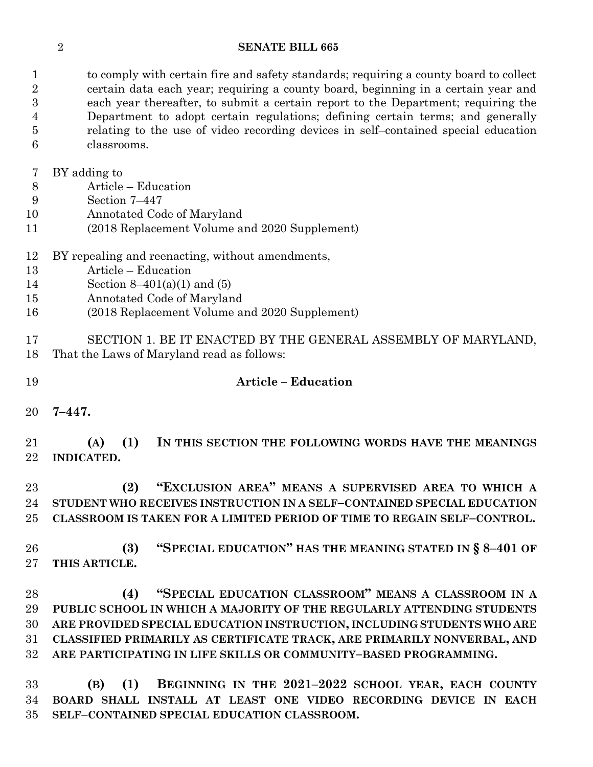to comply with certain fire and safety standards; requiring a county board to collect certain data each year; requiring a county board, beginning in a certain year and each year thereafter, to submit a certain report to the Department; requiring the Department to adopt certain regulations; defining certain terms; and generally relating to the use of video recording devices in self–contained special education classrooms.

BY adding to
Article – Education
Section 7–447
Annotated Code of Maryland
(2018 Replacement Volume and 2020 Supplement)

BY repealing and reenacting, without amendments,
Article – Education
Section 8–401(a)(1) and (5)
Annotated Code of Maryland
(2018 Replacement Volume and 2020 Supplement)

SECTION 1. BE IT ENACTED BY THE GENERAL ASSEMBLY OF MARYLAND, That the Laws of Maryland read as follows:

**Article – Education**

**7–447.**

**(A) (1) IN THIS SECTION THE FOLLOWING WORDS HAVE THE MEANINGS INDICATED.**

**(2) "EXCLUSION AREA" MEANS A SUPERVISED AREA TO WHICH A STUDENT WHO RECEIVES INSTRUCTION IN A SELF–CONTAINED SPECIAL EDUCATION CLASSROOM IS TAKEN FOR A LIMITED PERIOD OF TIME TO REGAIN SELF–CONTROL.**

**(3) "SPECIAL EDUCATION" HAS THE MEANING STATED IN § 8–401 OF THIS ARTICLE.**

**(4) "SPECIAL EDUCATION CLASSROOM" MEANS A CLASSROOM IN A PUBLIC SCHOOL IN WHICH A MAJORITY OF THE REGULARLY ATTENDING STUDENTS ARE PROVIDED SPECIAL EDUCATION INSTRUCTION, INCLUDING STUDENTS WHO ARE CLASSIFIED PRIMARILY AS CERTIFICATE TRACK, ARE PRIMARILY NONVERBAL, AND ARE PARTICIPATING IN LIFE SKILLS OR COMMUNITY–BASED PROGRAMMING.**

**(B) (1) BEGINNING IN THE 2021–2022 SCHOOL YEAR, EACH COUNTY BOARD SHALL INSTALL AT LEAST ONE VIDEO RECORDING DEVICE IN EACH SELF–CONTAINED SPECIAL EDUCATION CLASSROOM.**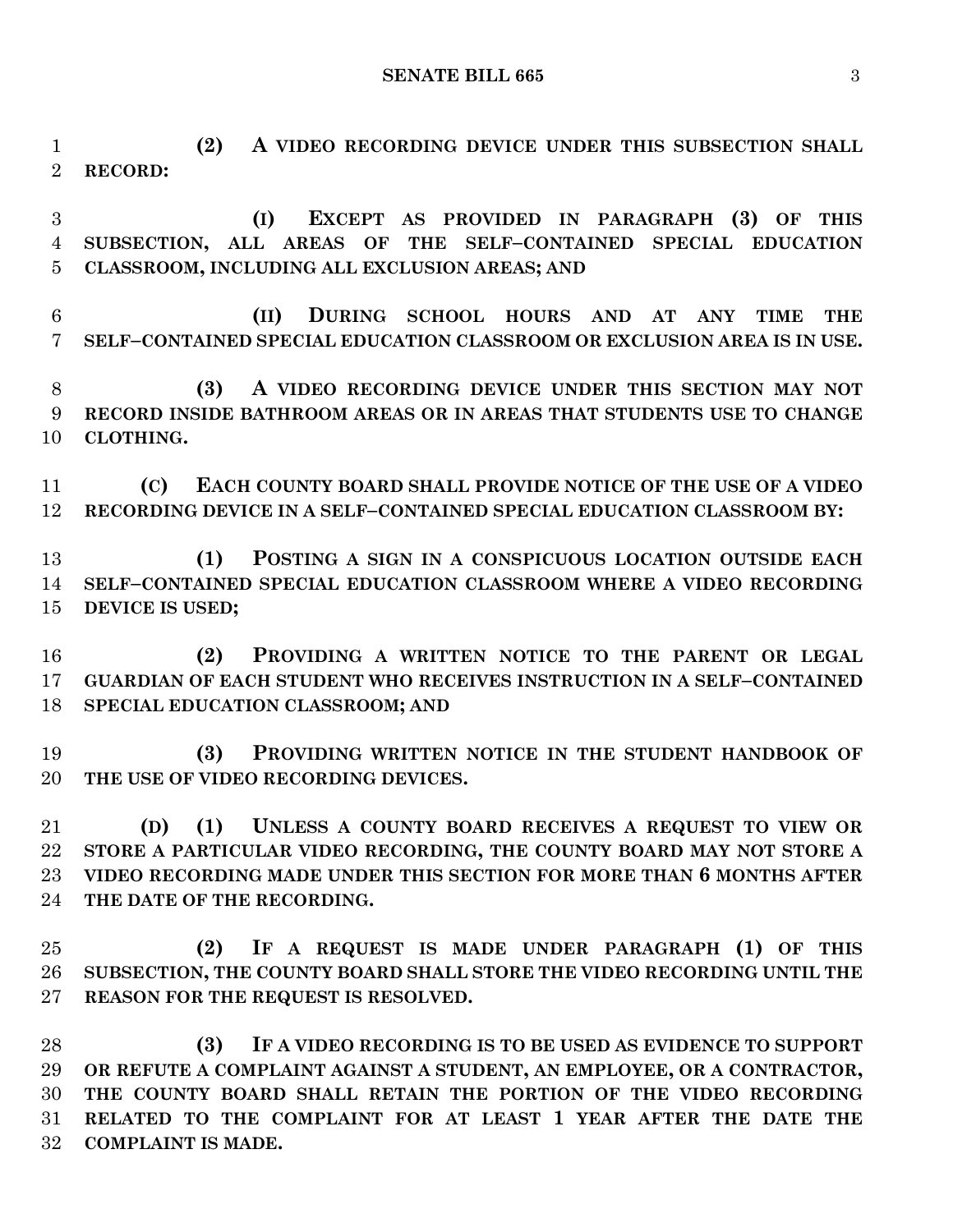**(2) A VIDEO RECORDING DEVICE UNDER THIS SUBSECTION SHALL RECORD:**

**(I) EXCEPT AS PROVIDED IN PARAGRAPH (3) OF THIS SUBSECTION, ALL AREAS OF THE SELF–CONTAINED SPECIAL EDUCATION CLASSROOM, INCLUDING ALL EXCLUSION AREAS; AND**

**(II) DURING SCHOOL HOURS AND AT ANY TIME THE SELF–CONTAINED SPECIAL EDUCATION CLASSROOM OR EXCLUSION AREA IS IN USE.**

**(3) A VIDEO RECORDING DEVICE UNDER THIS SECTION MAY NOT RECORD INSIDE BATHROOM AREAS OR IN AREAS THAT STUDENTS USE TO CHANGE CLOTHING.**

**(C) EACH COUNTY BOARD SHALL PROVIDE NOTICE OF THE USE OF A VIDEO RECORDING DEVICE IN A SELF–CONTAINED SPECIAL EDUCATION CLASSROOM BY:**

**(1) POSTING A SIGN IN A CONSPICUOUS LOCATION OUTSIDE EACH SELF–CONTAINED SPECIAL EDUCATION CLASSROOM WHERE A VIDEO RECORDING DEVICE IS USED;**

**(2) PROVIDING A WRITTEN NOTICE TO THE PARENT OR LEGAL GUARDIAN OF EACH STUDENT WHO RECEIVES INSTRUCTION IN A SELF–CONTAINED SPECIAL EDUCATION CLASSROOM; AND**

**(3) PROVIDING WRITTEN NOTICE IN THE STUDENT HANDBOOK OF THE USE OF VIDEO RECORDING DEVICES.**

**(D) (1) UNLESS A COUNTY BOARD RECEIVES A REQUEST TO VIEW OR STORE A PARTICULAR VIDEO RECORDING, THE COUNTY BOARD MAY NOT STORE A VIDEO RECORDING MADE UNDER THIS SECTION FOR MORE THAN 6 MONTHS AFTER THE DATE OF THE RECORDING.**

**(2) IF A REQUEST IS MADE UNDER PARAGRAPH (1) OF THIS SUBSECTION, THE COUNTY BOARD SHALL STORE THE VIDEO RECORDING UNTIL THE REASON FOR THE REQUEST IS RESOLVED.**

**(3) IF A VIDEO RECORDING IS TO BE USED AS EVIDENCE TO SUPPORT OR REFUTE A COMPLAINT AGAINST A STUDENT, AN EMPLOYEE, OR A CONTRACTOR, THE COUNTY BOARD SHALL RETAIN THE PORTION OF THE VIDEO RECORDING RELATED TO THE COMPLAINT FOR AT LEAST 1 YEAR AFTER THE DATE THE COMPLAINT IS MADE.**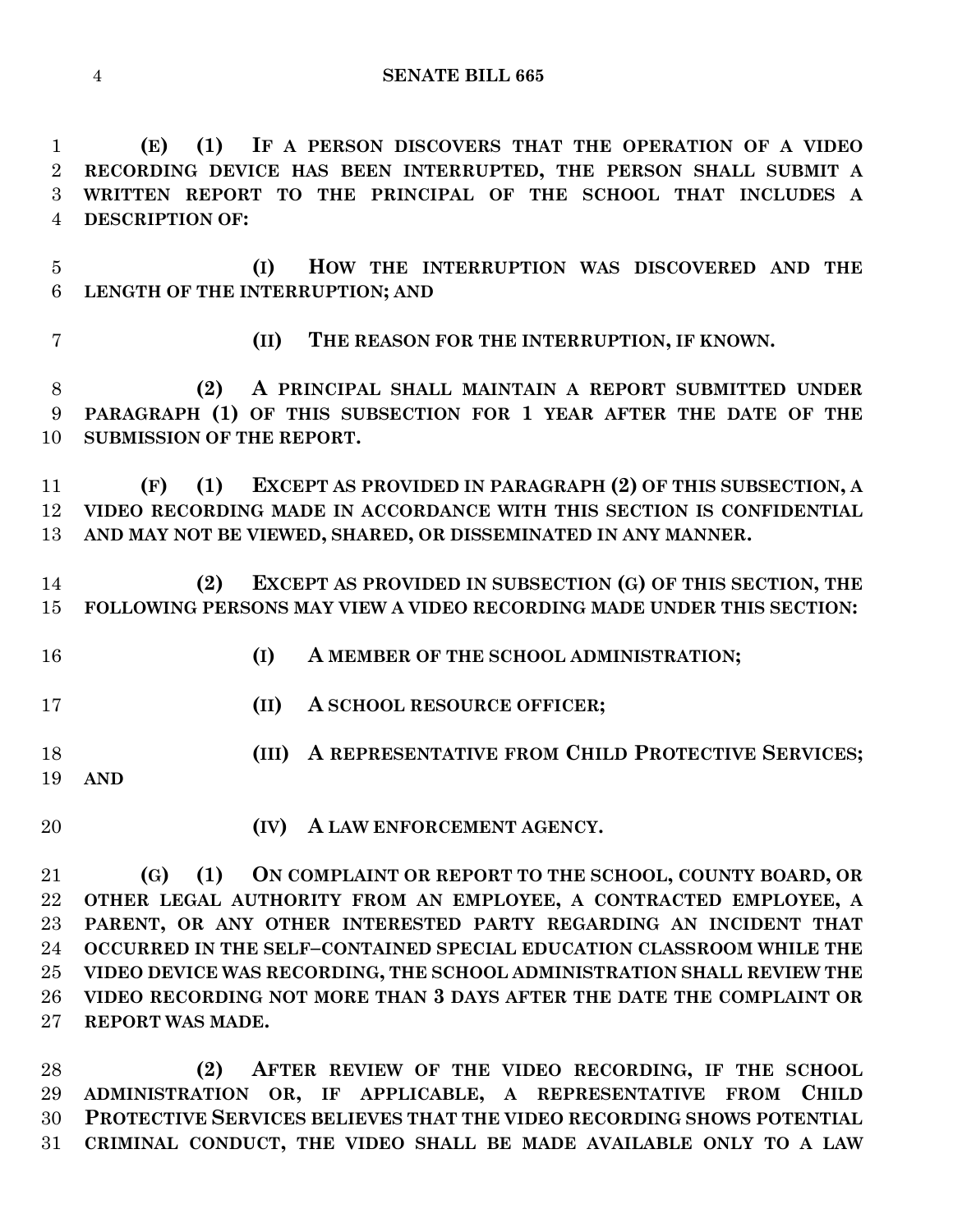**(E) (1) IF A PERSON DISCOVERS THAT THE OPERATION OF A VIDEO RECORDING DEVICE HAS BEEN INTERRUPTED, THE PERSON SHALL SUBMIT A WRITTEN REPORT TO THE PRINCIPAL OF THE SCHOOL THAT INCLUDES A DESCRIPTION OF:**

**(I) HOW THE INTERRUPTION WAS DISCOVERED AND THE LENGTH OF THE INTERRUPTION; AND**

**(II) THE REASON FOR THE INTERRUPTION, IF KNOWN.**

**(2) A PRINCIPAL SHALL MAINTAIN A REPORT SUBMITTED UNDER PARAGRAPH (1) OF THIS SUBSECTION FOR 1 YEAR AFTER THE DATE OF THE SUBMISSION OF THE REPORT.**

**(F) (1) EXCEPT AS PROVIDED IN PARAGRAPH (2) OF THIS SUBSECTION, A VIDEO RECORDING MADE IN ACCORDANCE WITH THIS SECTION IS CONFIDENTIAL AND MAY NOT BE VIEWED, SHARED, OR DISSEMINATED IN ANY MANNER.**

**(2) EXCEPT AS PROVIDED IN SUBSECTION (G) OF THIS SECTION, THE FOLLOWING PERSONS MAY VIEW A VIDEO RECORDING MADE UNDER THIS SECTION:**

**(I) A MEMBER OF THE SCHOOL ADMINISTRATION;**

**(II) A SCHOOL RESOURCE OFFICER;**

**(III) A REPRESENTATIVE FROM CHILD PROTECTIVE SERVICES; AND**

**(IV) A LAW ENFORCEMENT AGENCY.**

**(G) (1) ON COMPLAINT OR REPORT TO THE SCHOOL, COUNTY BOARD, OR OTHER LEGAL AUTHORITY FROM AN EMPLOYEE, A CONTRACTED EMPLOYEE, A PARENT, OR ANY OTHER INTERESTED PARTY REGARDING AN INCIDENT THAT OCCURRED IN THE SELF–CONTAINED SPECIAL EDUCATION CLASSROOM WHILE THE VIDEO DEVICE WAS RECORDING, THE SCHOOL ADMINISTRATION SHALL REVIEW THE VIDEO RECORDING NOT MORE THAN 3 DAYS AFTER THE DATE THE COMPLAINT OR REPORT WAS MADE.**

**(2) AFTER REVIEW OF THE VIDEO RECORDING, IF THE SCHOOL ADMINISTRATION OR, IF APPLICABLE, A REPRESENTATIVE FROM CHILD PROTECTIVE SERVICES BELIEVES THAT THE VIDEO RECORDING SHOWS POTENTIAL CRIMINAL CONDUCT, THE VIDEO SHALL BE MADE AVAILABLE ONLY TO A LAW**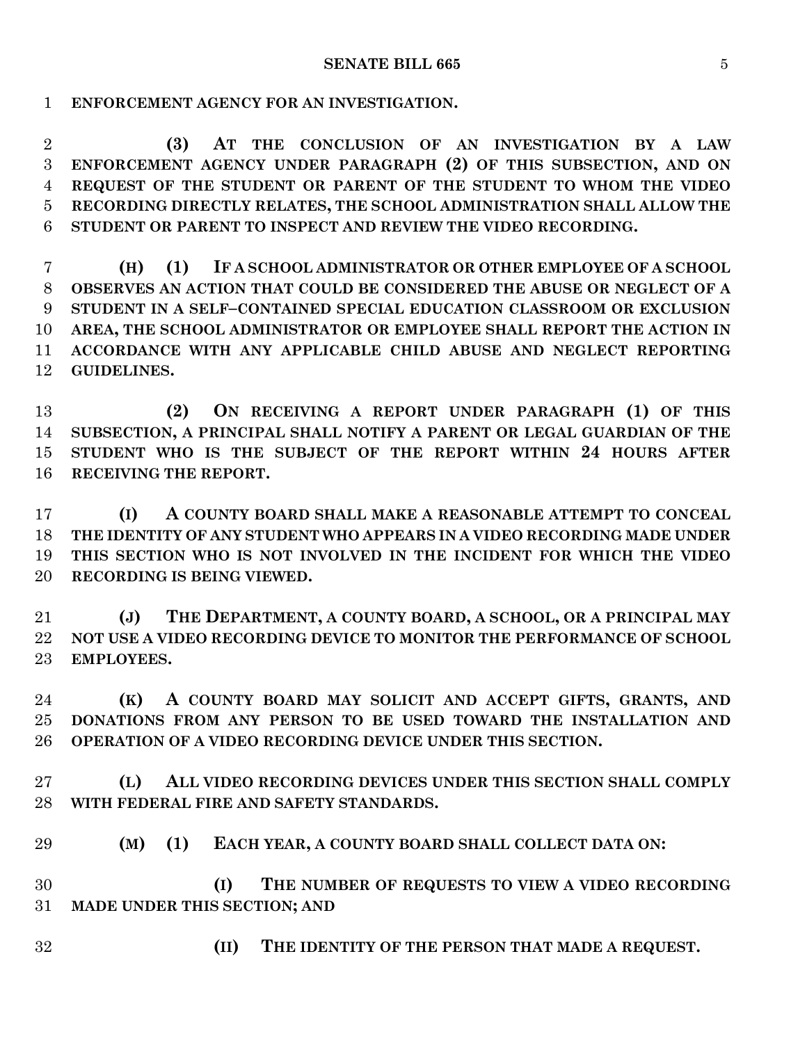**ENFORCEMENT AGENCY FOR AN INVESTIGATION.**

**(3) AT THE CONCLUSION OF AN INVESTIGATION BY A LAW ENFORCEMENT AGENCY UNDER PARAGRAPH (2) OF THIS SUBSECTION, AND ON REQUEST OF THE STUDENT OR PARENT OF THE STUDENT TO WHOM THE VIDEO RECORDING DIRECTLY RELATES, THE SCHOOL ADMINISTRATION SHALL ALLOW THE STUDENT OR PARENT TO INSPECT AND REVIEW THE VIDEO RECORDING.**

**(H) (1) IF A SCHOOL ADMINISTRATOR OR OTHER EMPLOYEE OF A SCHOOL OBSERVES AN ACTION THAT COULD BE CONSIDERED THE ABUSE OR NEGLECT OF A STUDENT IN A SELF–CONTAINED SPECIAL EDUCATION CLASSROOM OR EXCLUSION AREA, THE SCHOOL ADMINISTRATOR OR EMPLOYEE SHALL REPORT THE ACTION IN ACCORDANCE WITH ANY APPLICABLE CHILD ABUSE AND NEGLECT REPORTING GUIDELINES.**

**(2) ON RECEIVING A REPORT UNDER PARAGRAPH (1) OF THIS SUBSECTION, A PRINCIPAL SHALL NOTIFY A PARENT OR LEGAL GUARDIAN OF THE STUDENT WHO IS THE SUBJECT OF THE REPORT WITHIN 24 HOURS AFTER RECEIVING THE REPORT.**

**(I) A COUNTY BOARD SHALL MAKE A REASONABLE ATTEMPT TO CONCEAL THE IDENTITY OF ANY STUDENT WHO APPEARS IN A VIDEO RECORDING MADE UNDER THIS SECTION WHO IS NOT INVOLVED IN THE INCIDENT FOR WHICH THE VIDEO RECORDING IS BEING VIEWED.**

**(J) THE DEPARTMENT, A COUNTY BOARD, A SCHOOL, OR A PRINCIPAL MAY NOT USE A VIDEO RECORDING DEVICE TO MONITOR THE PERFORMANCE OF SCHOOL EMPLOYEES.**

**(K) A COUNTY BOARD MAY SOLICIT AND ACCEPT GIFTS, GRANTS, AND DONATIONS FROM ANY PERSON TO BE USED TOWARD THE INSTALLATION AND OPERATION OF A VIDEO RECORDING DEVICE UNDER THIS SECTION.**

**(L) ALL VIDEO RECORDING DEVICES UNDER THIS SECTION SHALL COMPLY WITH FEDERAL FIRE AND SAFETY STANDARDS.**

**(M) (1) EACH YEAR, A COUNTY BOARD SHALL COLLECT DATA ON:**

**(I) THE NUMBER OF REQUESTS TO VIEW A VIDEO RECORDING MADE UNDER THIS SECTION; AND**

**(II) THE IDENTITY OF THE PERSON THAT MADE A REQUEST.**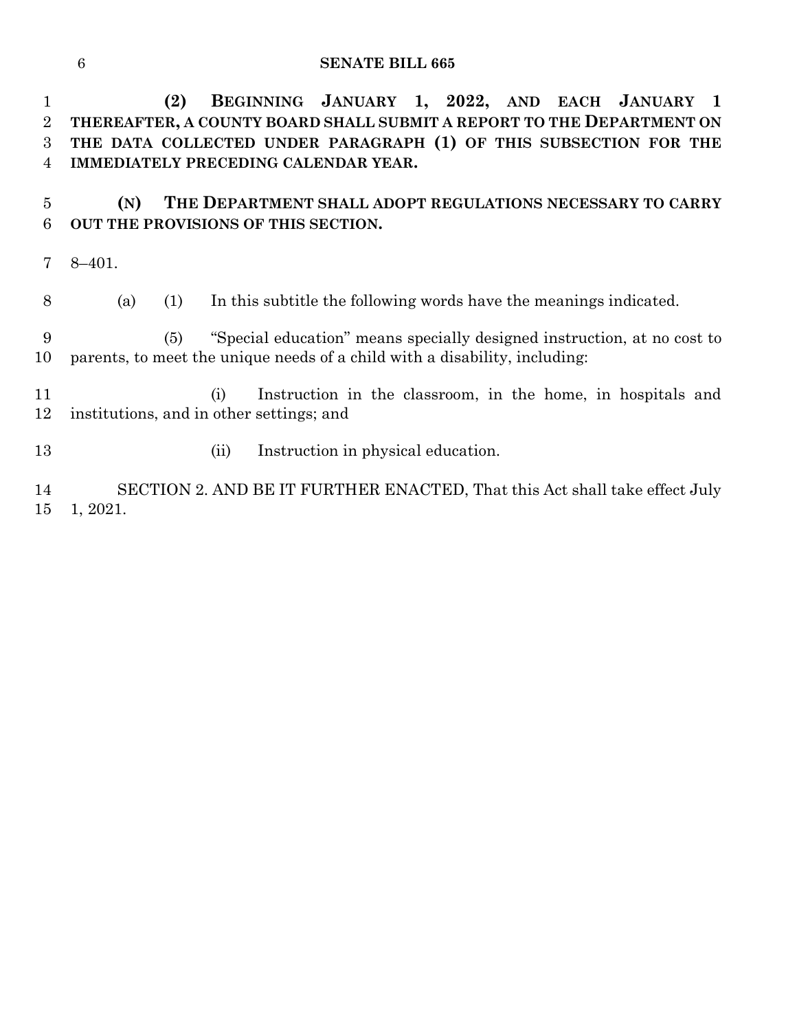**(2) BEGINNING JANUARY 1, 2022, AND EACH JANUARY 1 THEREAFTER, A COUNTY BOARD SHALL SUBMIT A REPORT TO THE DEPARTMENT ON THE DATA COLLECTED UNDER PARAGRAPH (1) OF THIS SUBSECTION FOR THE IMMEDIATELY PRECEDING CALENDAR YEAR.**

**(N) THE DEPARTMENT SHALL ADOPT REGULATIONS NECESSARY TO CARRY OUT THE PROVISIONS OF THIS SECTION.**

8–401.

(a) (1) In this subtitle the following words have the meanings indicated.

(5) "Special education" means specially designed instruction, at no cost to parents, to meet the unique needs of a child with a disability, including:

(i) Instruction in the classroom, in the home, in hospitals and institutions, and in other settings; and

(ii) Instruction in physical education.

SECTION 2. AND BE IT FURTHER ENACTED, That this Act shall take effect July 1, 2021.